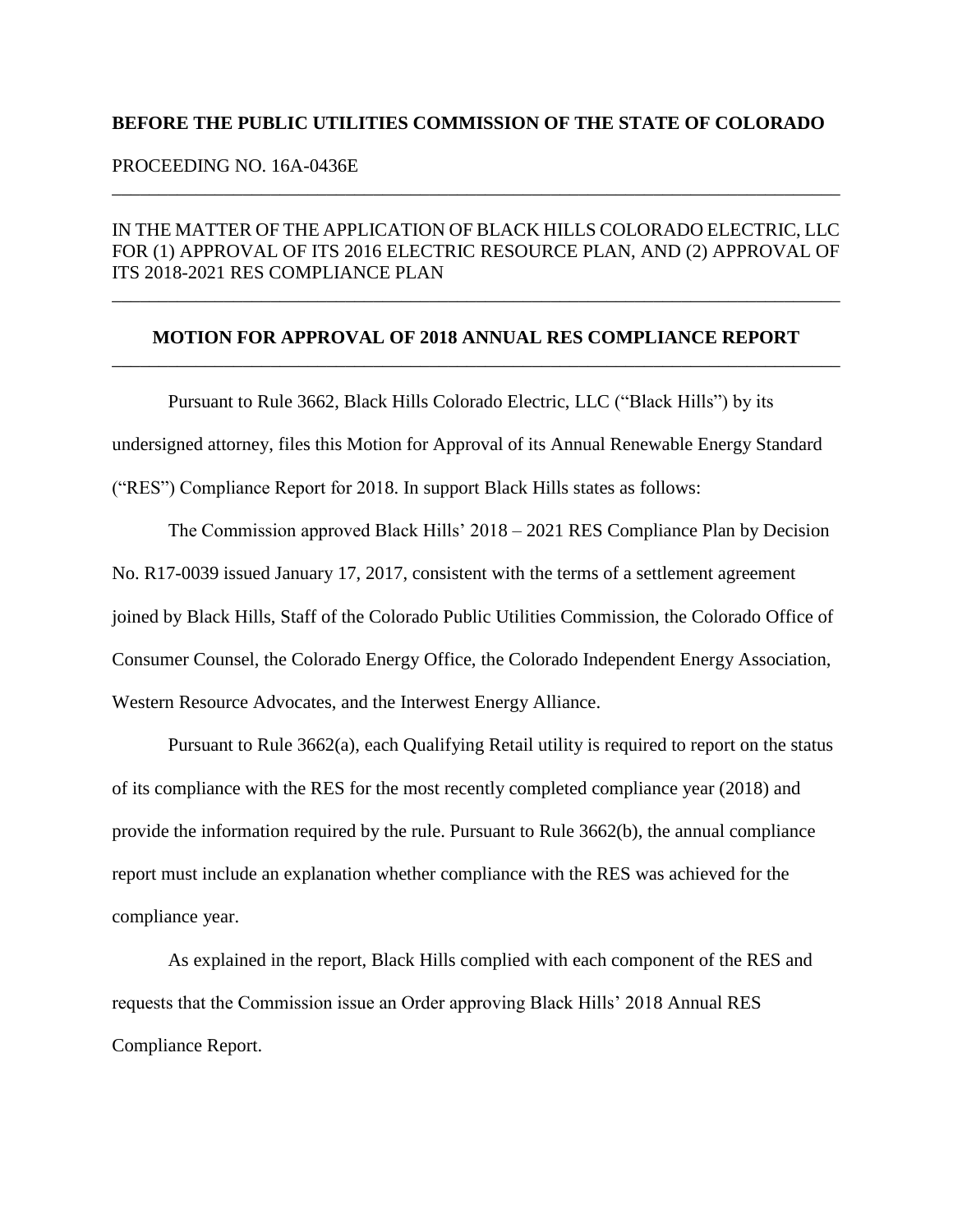**BEFORE THE PUBLIC UTILITIES COMMISSION OF THE STATE OF COLORADO**

PROCEEDING NO. 16A-0436E

---

IN THE MATTER OF THE APPLICATION OF BLACK HILLS COLORADO ELECTRIC, LLC FOR (1) APPROVAL OF ITS 2016 ELECTRIC RESOURCE PLAN, AND (2) APPROVAL OF ITS 2018-2021 RES COMPLIANCE PLAN

---

**MOTION FOR APPROVAL OF 2018 ANNUAL RES COMPLIANCE REPORT**

---

Pursuant to Rule 3662, Black Hills Colorado Electric, LLC ("Black Hills") by its undersigned attorney, files this Motion for Approval of its Annual Renewable Energy Standard ("RES") Compliance Report for 2018. In support Black Hills states as follows:

The Commission approved Black Hills' 2018 – 2021 RES Compliance Plan by Decision No. R17-0039 issued January 17, 2017, consistent with the terms of a settlement agreement joined by Black Hills, Staff of the Colorado Public Utilities Commission, the Colorado Office of Consumer Counsel, the Colorado Energy Office, the Colorado Independent Energy Association, Western Resource Advocates, and the Interwest Energy Alliance.

Pursuant to Rule 3662(a), each Qualifying Retail utility is required to report on the status of its compliance with the RES for the most recently completed compliance year (2018) and provide the information required by the rule. Pursuant to Rule 3662(b), the annual compliance report must include an explanation whether compliance with the RES was achieved for the compliance year.

As explained in the report, Black Hills complied with each component of the RES and requests that the Commission issue an Order approving Black Hills' 2018 Annual RES Compliance Report.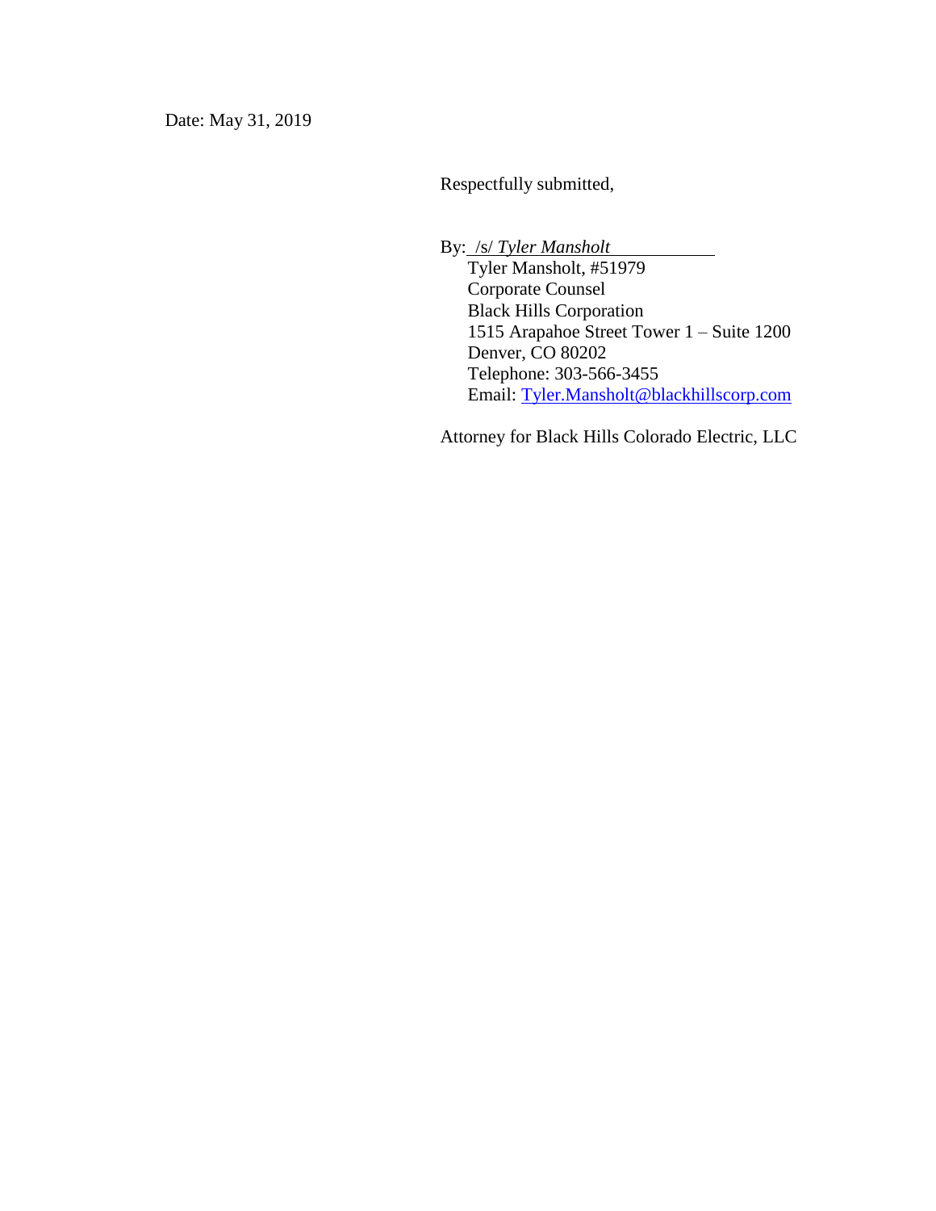Date: May 31, 2019

Respectfully submitted,

By: /s/ *Tyler Mansholt*
Tyler Mansholt, #51979
Corporate Counsel
Black Hills Corporation
1515 Arapahoe Street Tower 1 – Suite 1200
Denver, CO 80202
Telephone: 303-566-3455
Email: Tyler.Mansholt@blackhillscorp.com

Attorney for Black Hills Colorado Electric, LLC